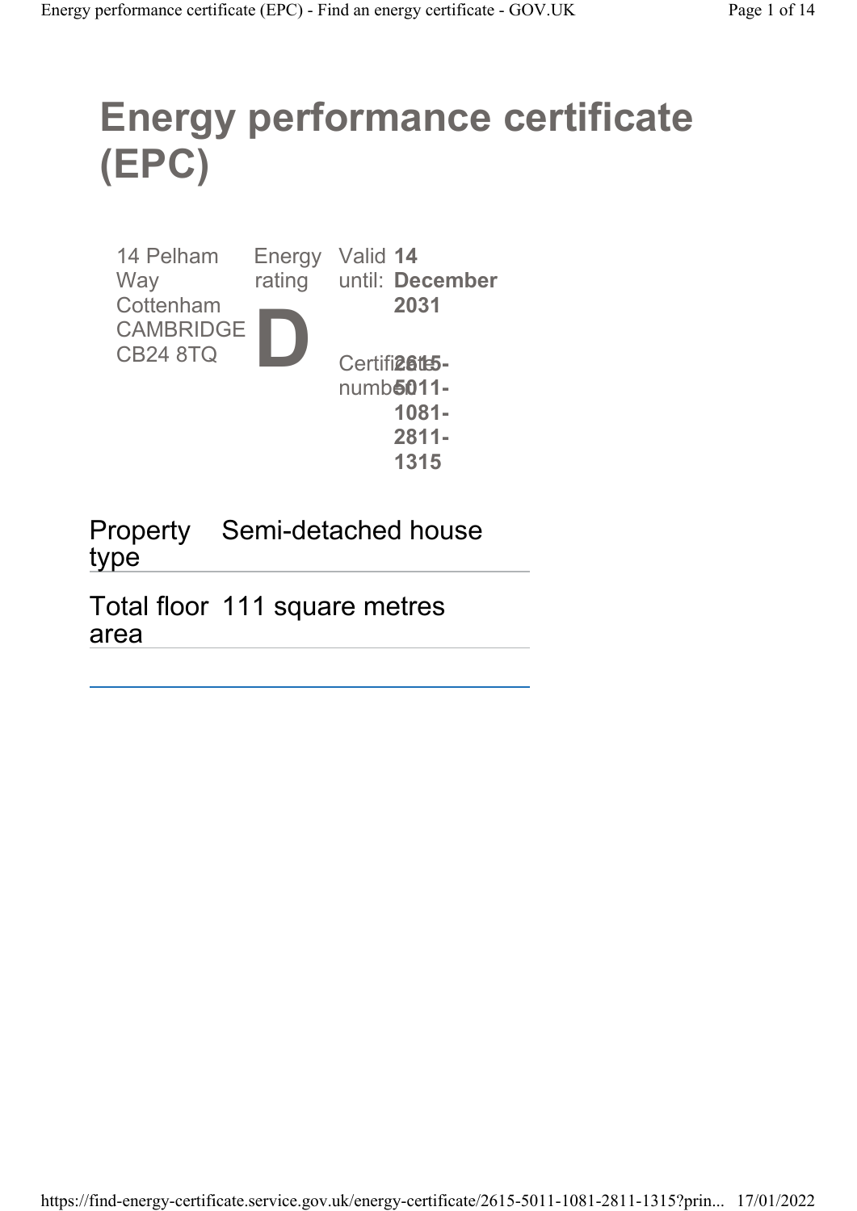# Energy performance certificate (EPC)

| | | | |
|---|---|---|---|
| 14 Pelham Way<br>Cottenham<br>CAMBRIDGE<br>CB24 8TQ | Energy rating<br>**D** | Valid until: | **14 December 2031** |
| | | Certificate number: | **2615-5011-1081-2811-1315** |

| | |
|---|---|
| Property type | Semi-detached house |
| Total floor area | 111 square metres |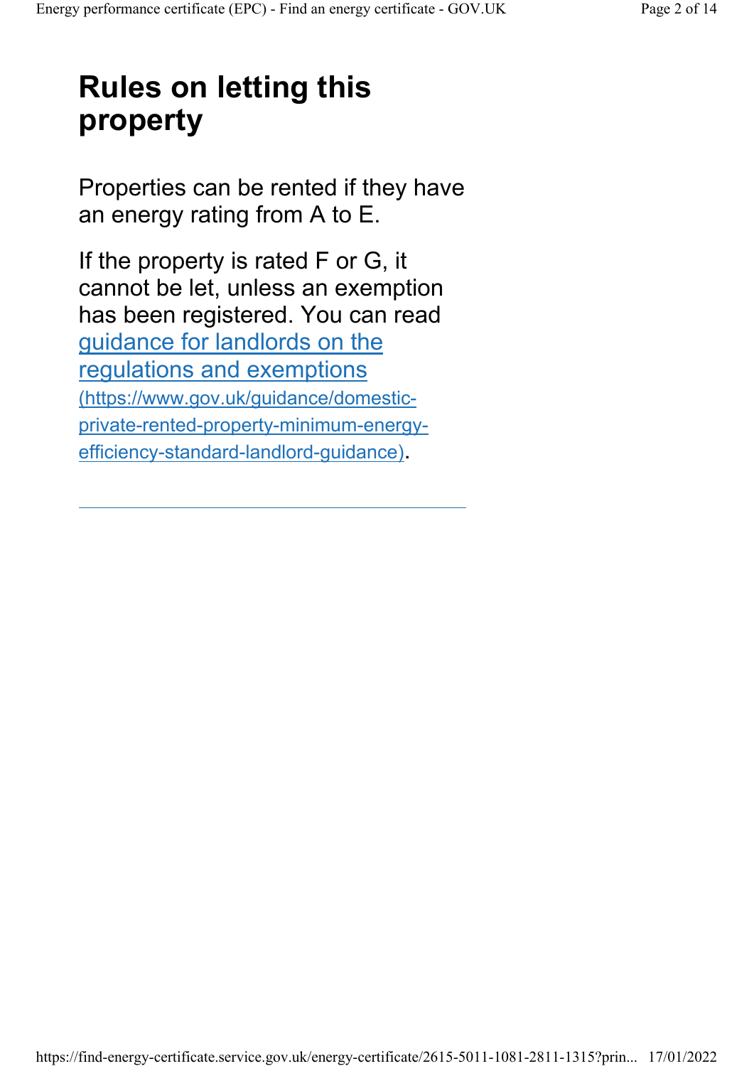# Rules on letting this property

Properties can be rented if they have an energy rating from A to E.

If the property is rated F or G, it cannot be let, unless an exemption has been registered. You can read [guidance for landlords on the regulations and exemptions](https://www.gov.uk/guidance/domestic-private-rented-property-minimum-energy-efficiency-standard-landlord-guidance) (https://www.gov.uk/guidance/domestic-private-rented-property-minimum-energy-efficiency-standard-landlord-guidance).

---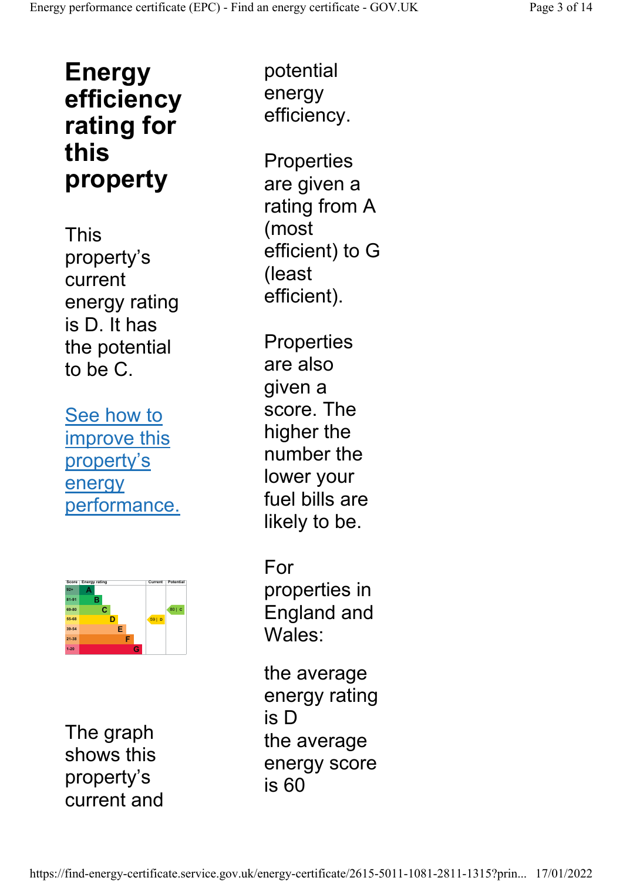# Energy efficiency rating for this property

This property's current energy rating is D. It has the potential to be C.

[See how to improve this property's energy performance.]

| Score | Energy rating | Current | Potential |
|---|---|---|---|
| 92+ | A | | |
| 81-91 | B | | |
| 69-80 | C | | 80 \| C |
| 55-68 | D | 59 \| D | |
| 39-54 | E | | |
| 21-38 | F | | |
| 1-20 | G | | |

The graph shows this property's current and potential energy efficiency.

Properties are given a rating from A (most efficient) to G (least efficient).

Properties are also given a score. The higher the number the lower your fuel bills are likely to be.

For properties in England and Wales:

the average energy rating is D
the average energy score is 60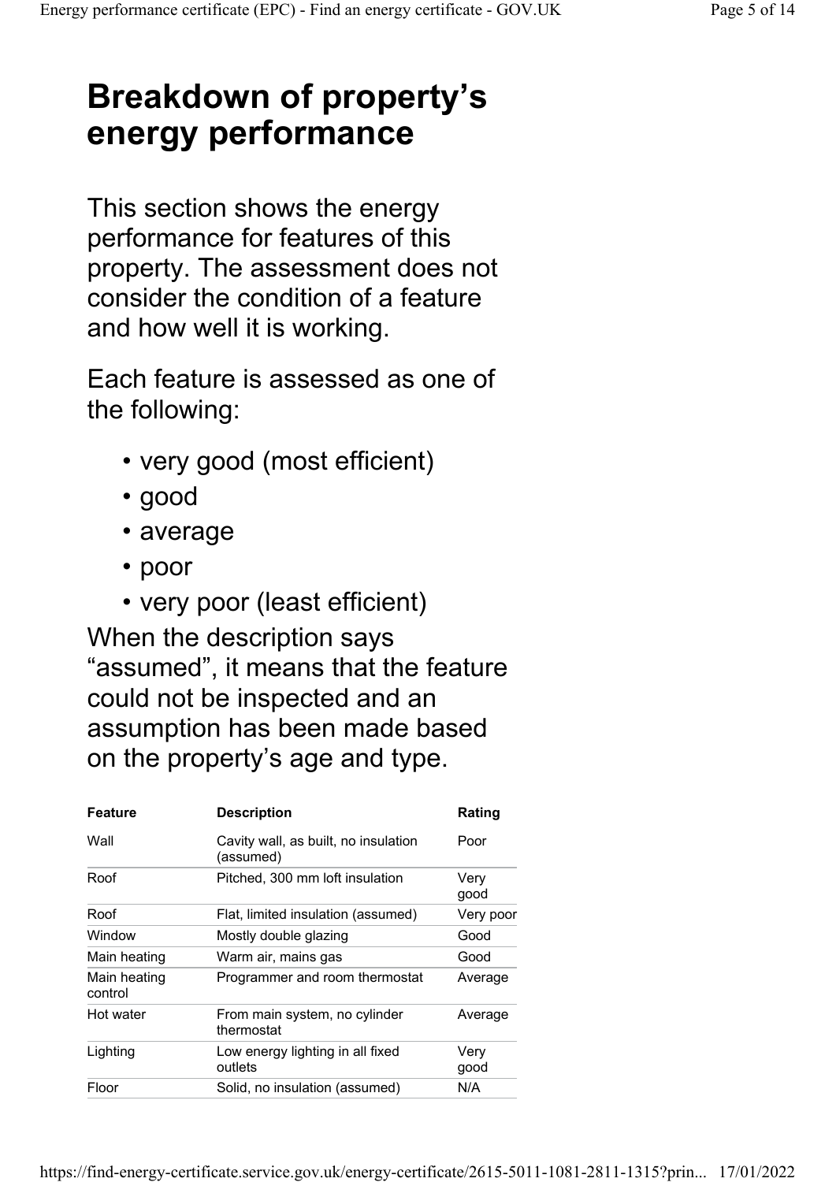# Breakdown of property's energy performance

This section shows the energy performance for features of this property. The assessment does not consider the condition of a feature and how well it is working.

Each feature is assessed as one of the following:

- very good (most efficient)
- good
- average
- poor
- very poor (least efficient)

When the description says "assumed", it means that the feature could not be inspected and an assumption has been made based on the property's age and type.

| Feature | Description | Rating |
|---|---|---|
| Wall | Cavity wall, as built, no insulation (assumed) | Poor |
| Roof | Pitched, 300 mm loft insulation | Very good |
| Roof | Flat, limited insulation (assumed) | Very poor |
| Window | Mostly double glazing | Good |
| Main heating | Warm air, mains gas | Good |
| Main heating control | Programmer and room thermostat | Average |
| Hot water | From main system, no cylinder thermostat | Average |
| Lighting | Low energy lighting in all fixed outlets | Very good |
| Floor | Solid, no insulation (assumed) | N/A |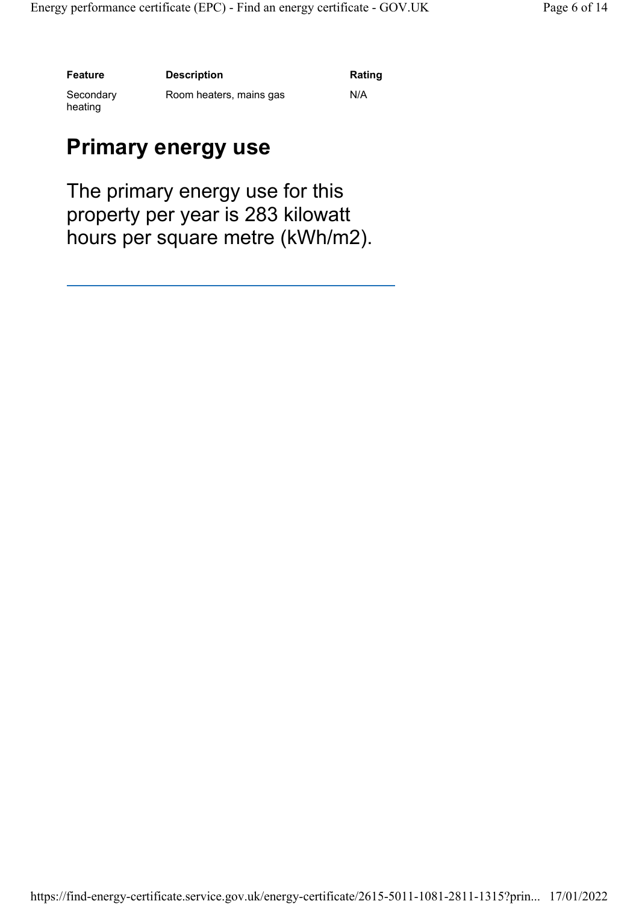| Feature | Description | Rating |
| --- | --- | --- |
| Secondary heating | Room heaters, mains gas | N/A |

## Primary energy use

The primary energy use for this property per year is 283 kilowatt hours per square metre (kWh/m2).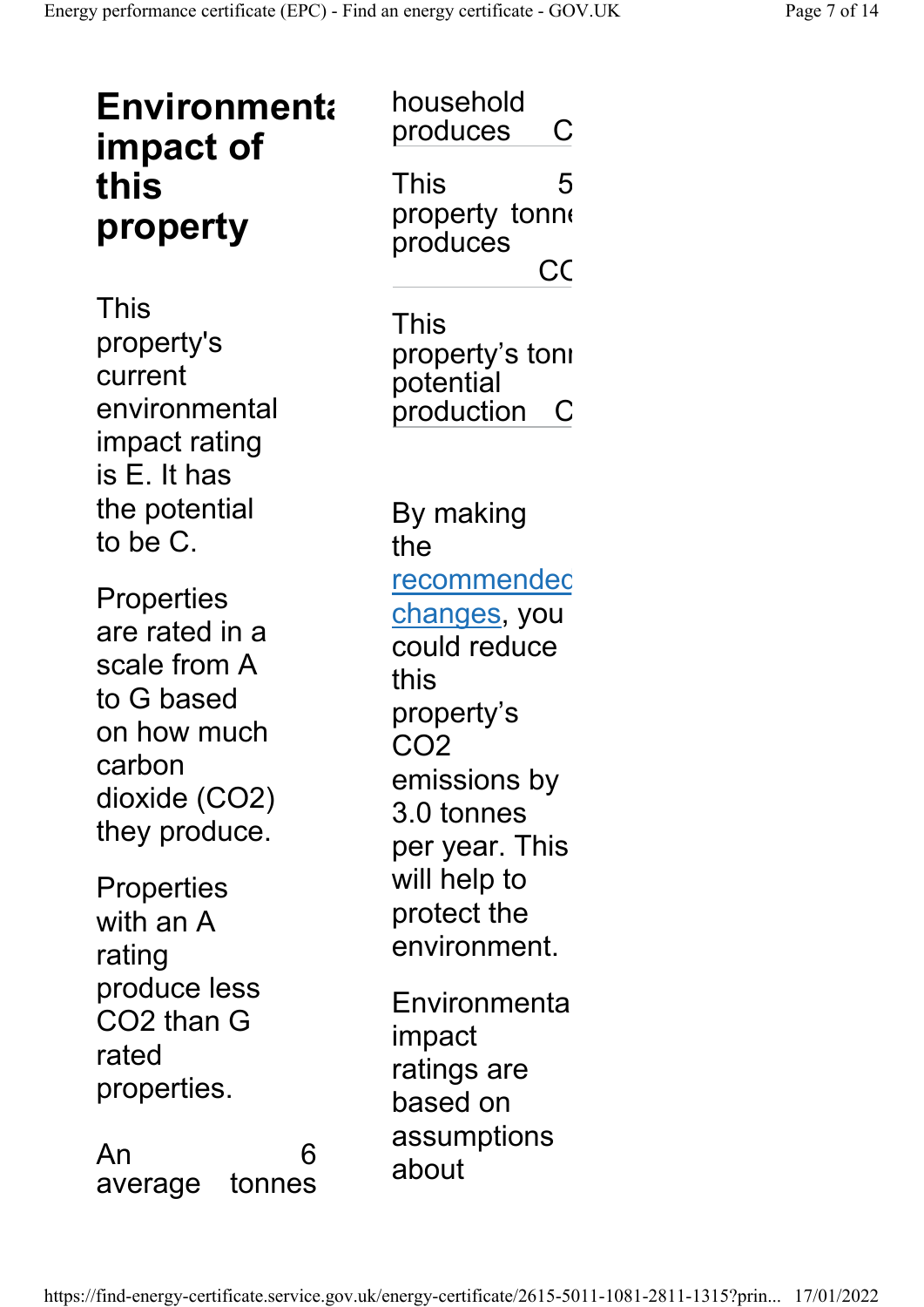## Environmenta impact of this property

This property's current environmental impact rating is E. It has the potential to be C.

Properties are rated in a scale from A to G based on how much carbon dioxide ($CO_2$) they produce.

Properties with an A rating produce less $CO_2$ than G rated properties.

| | |
|---|---|
| An average household produces | 6 tonnes C |
| This property produces | 5 tonne CC |
| This property's potential production | toni C |

By making the recommendec changes, you could reduce this property's $CO_2$ emissions by 3.0 tonnes per year. This will help to protect the environment.

Environmenta impact ratings are based on assumptions about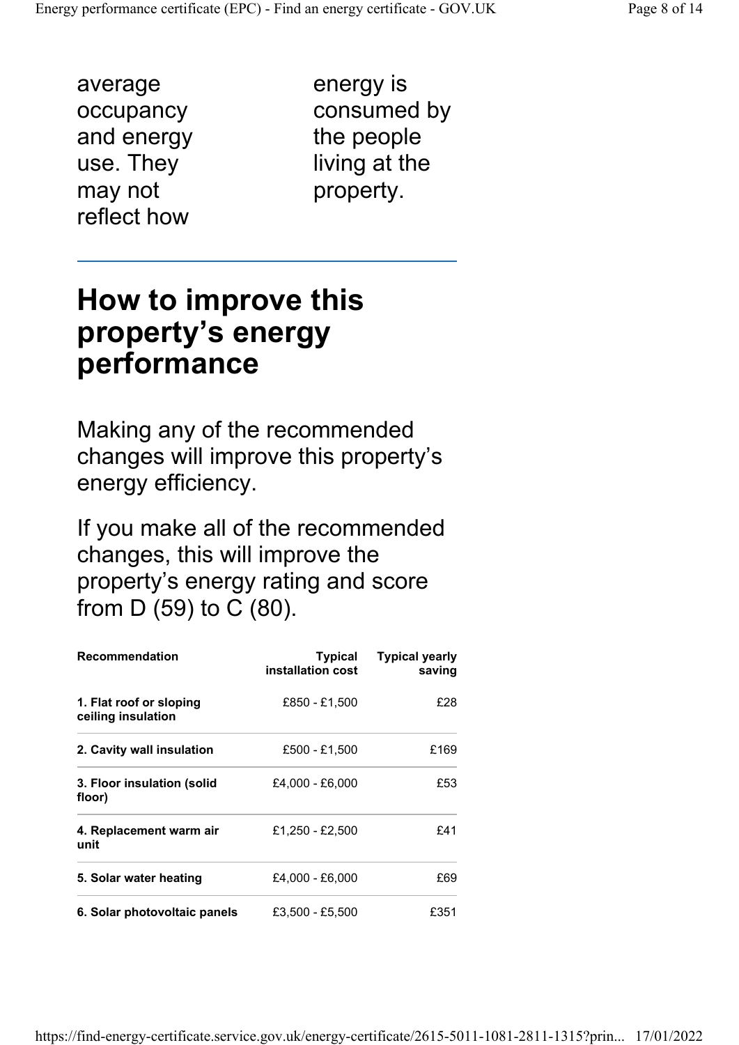average occupancy and energy use. They may not reflect how energy is consumed by the people living at the property.

## How to improve this property's energy performance

Making any of the recommended changes will improve this property's energy efficiency.

If you make all of the recommended changes, this will improve the property's energy rating and score from D (59) to C (80).

| Recommendation | Typical installation cost | Typical yearly saving |
|---|---|---|
| **1. Flat roof or sloping ceiling insulation** | £850 - £1,500 | £28 |
| **2. Cavity wall insulation** | £500 - £1,500 | £169 |
| **3. Floor insulation (solid floor)** | £4,000 - £6,000 | £53 |
| **4. Replacement warm air unit** | £1,250 - £2,500 | £41 |
| **5. Solar water heating** | £4,000 - £6,000 | £69 |
| **6. Solar photovoltaic panels** | £3,500 - £5,500 | £351 |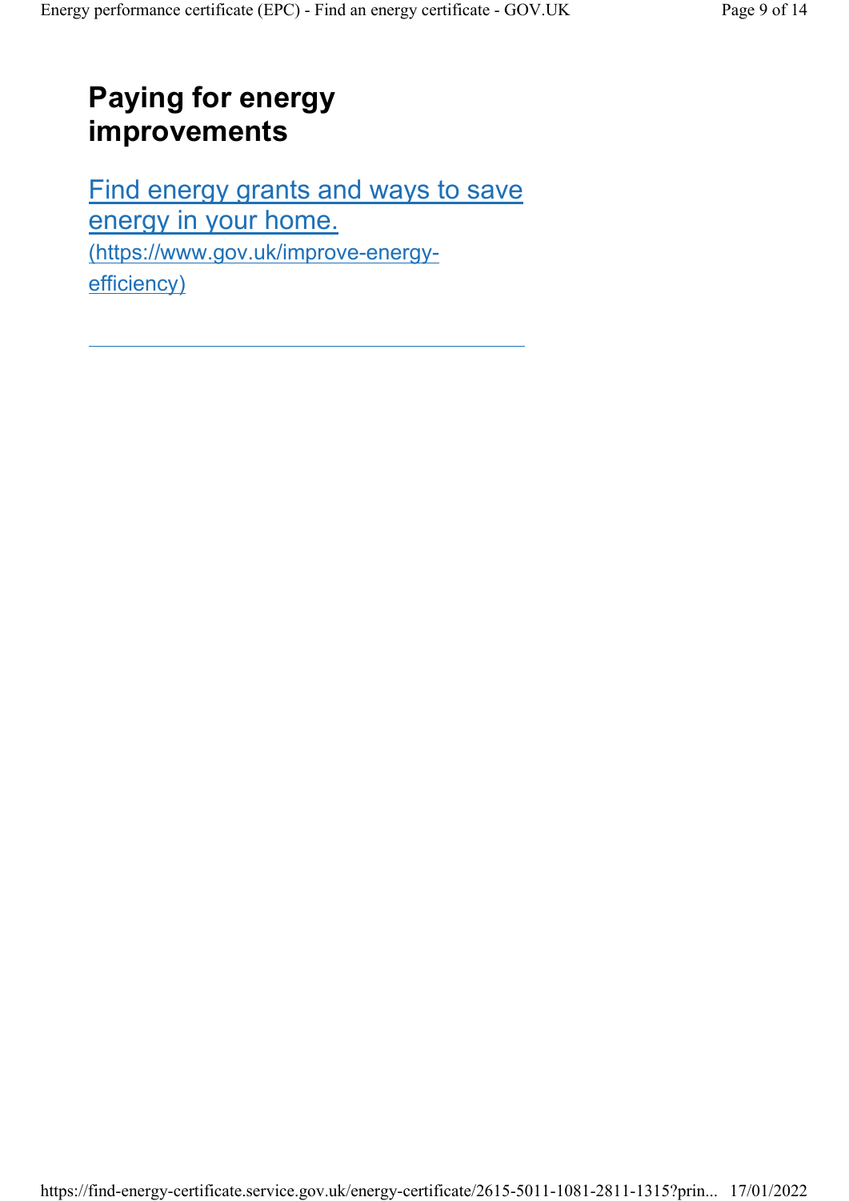## Paying for energy improvements

[Find energy grants and ways to save energy in your home.](https://www.gov.uk/improve-energy-efficiency) (https://www.gov.uk/improve-energy-efficiency)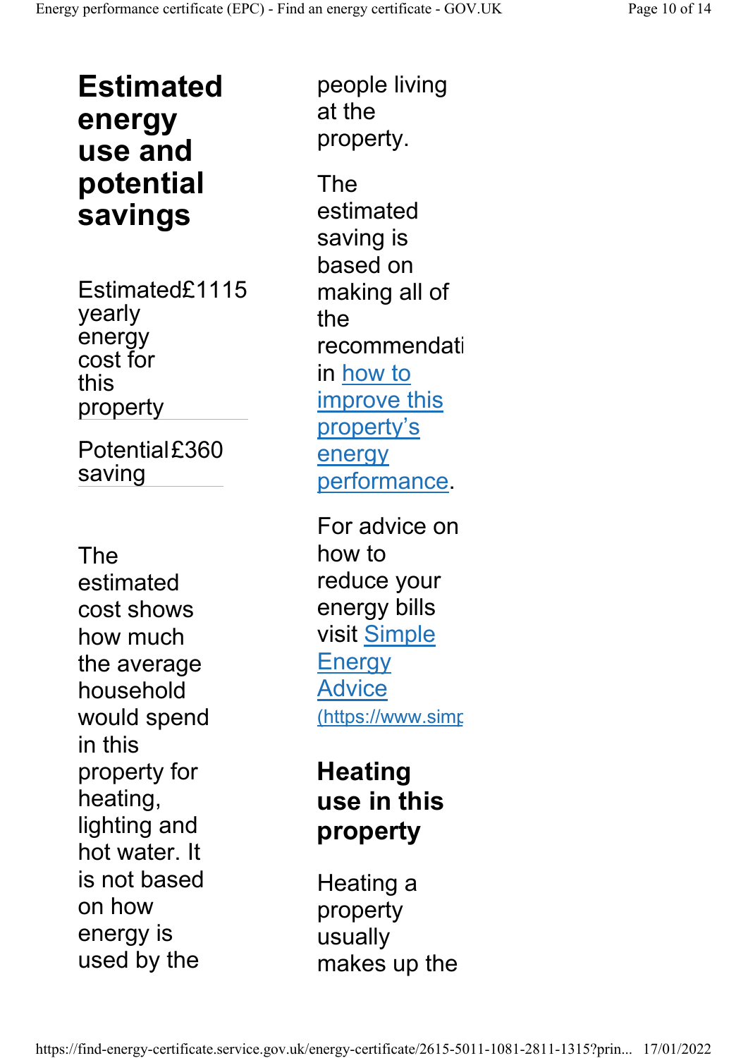## Estimated energy use and potential savings

| | |
|---|---|
| Estimated yearly energy cost for this property | £1115 |
| Potential saving | £360 |

The estimated cost shows how much the average household would spend in this property for heating, lighting and hot water. It is not based on how energy is used by the people living at the property.

The estimated saving is based on making all of the recommendati in [how to improve this property's energy performance].

For advice on how to reduce your energy bills visit [Simple Energy Advice] (https://www.simp

## Heating use in this property

Heating a property usually makes up the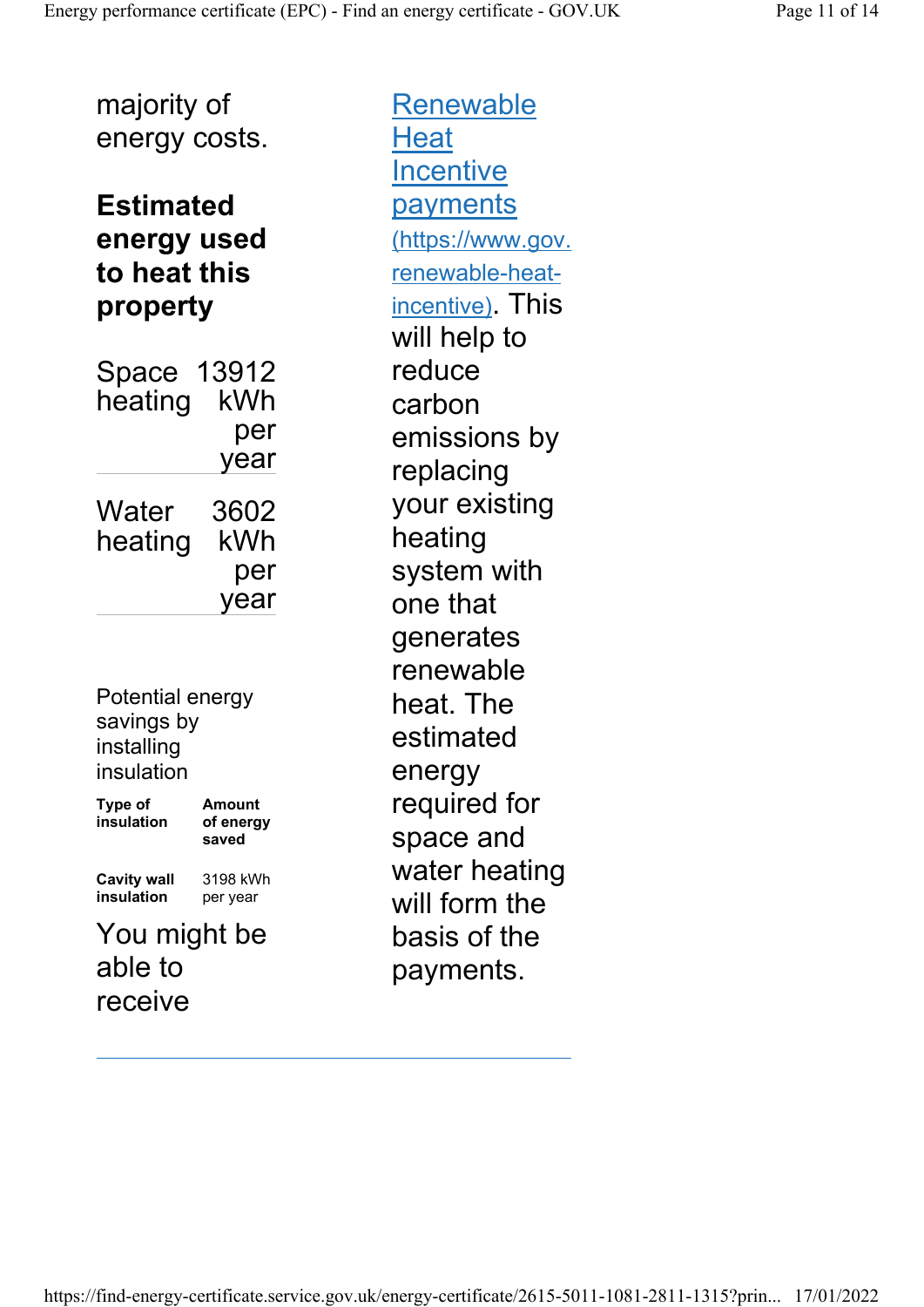majority of energy costs.

**Estimated energy used to heat this property**

| | |
|---|---|
| Space heating | 13912 kWh per year |
| Water heating | 3602 kWh per year |

Potential energy savings by installing insulation

| Type of insulation | Amount of energy saved |
|---|---|
| **Cavity wall insulation** | 3198 kWh per year |

You might be able to receive [Renewable Heat Incentive payments (https://www.gov.renewable-heat-incentive)](https://www.gov.renewable-heat-incentive). This will help to reduce carbon emissions by replacing your existing heating system with one that generates renewable heat. The estimated energy required for space and water heating will form the basis of the payments.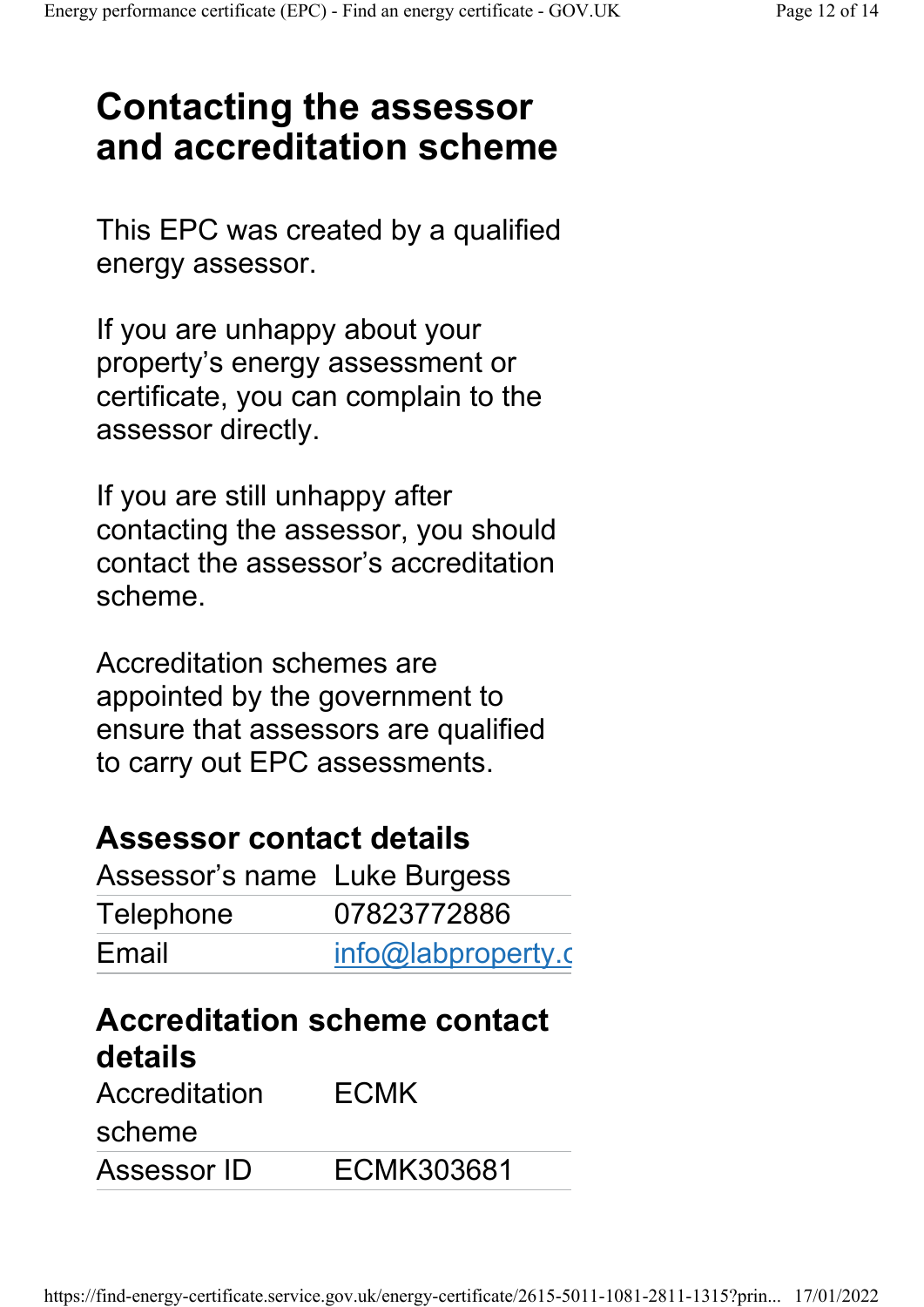# Contacting the assessor and accreditation scheme

This EPC was created by a qualified energy assessor.

If you are unhappy about your property's energy assessment or certificate, you can complain to the assessor directly.

If you are still unhappy after contacting the assessor, you should contact the assessor's accreditation scheme.

Accreditation schemes are appointed by the government to ensure that assessors are qualified to carry out EPC assessments.

## Assessor contact details

| | |
|---|---|
| Assessor's name | Luke Burgess |
| Telephone | 07823772886 |
| Email | info@labproperty.c |

## Accreditation scheme contact details

| | |
|---|---|
| Accreditation scheme | ECMK |
| Assessor ID | ECMK303681 |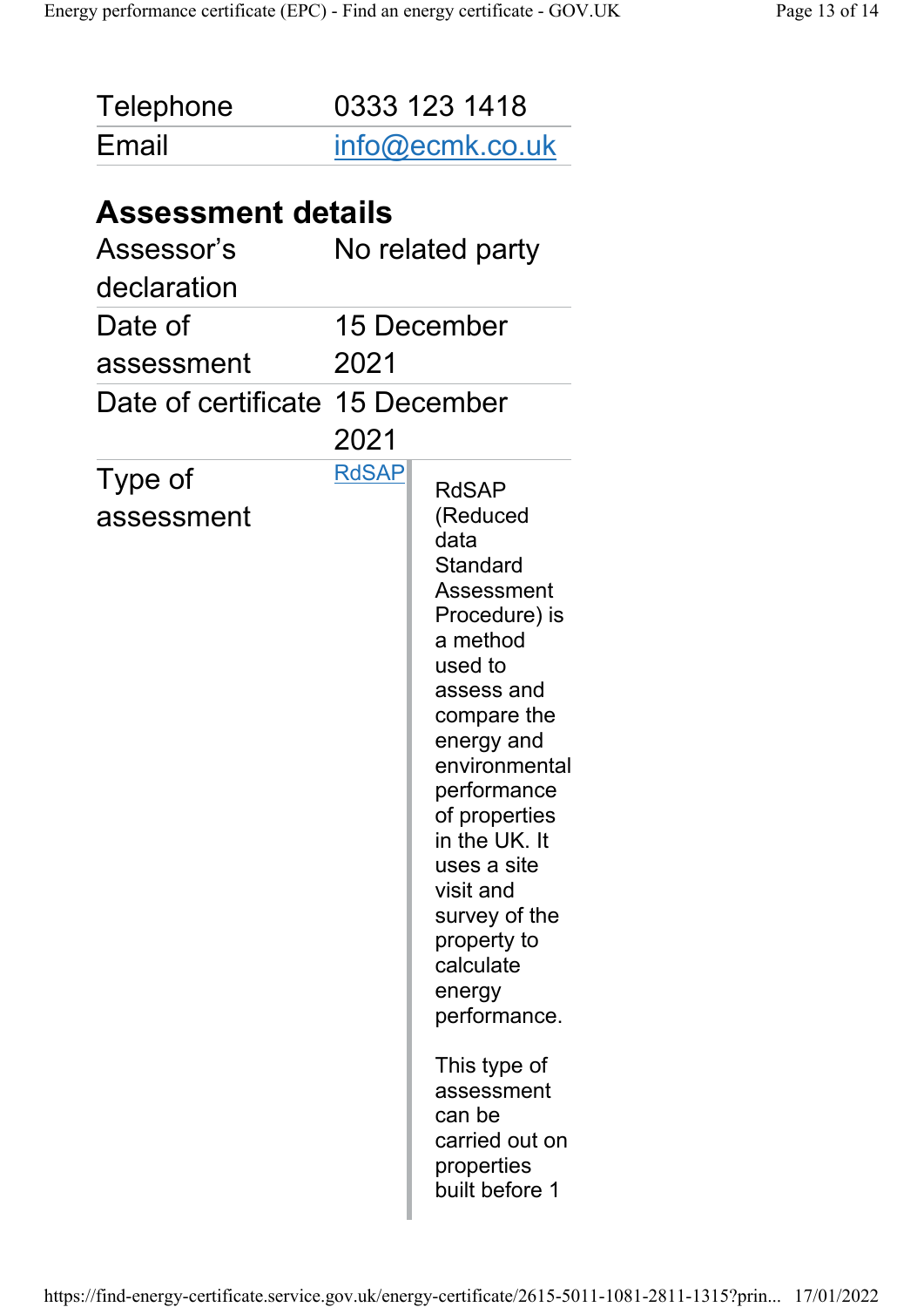| | |
|---|---|
| Telephone | 0333 123 1418 |
| Email | info@ecmk.co.uk |

## Assessment details

| | |
|---|---|
| Assessor's declaration | No related party |
| Date of assessment | 15 December 2021 |
| Date of certificate | 15 December 2021 |
| Type of assessment | RdSAP |

RdSAP (Reduced data Standard Assessment Procedure) is a method used to assess and compare the energy and environmental performance of properties in the UK. It uses a site visit and survey of the property to calculate energy performance.

This type of assessment can be carried out on properties built before 1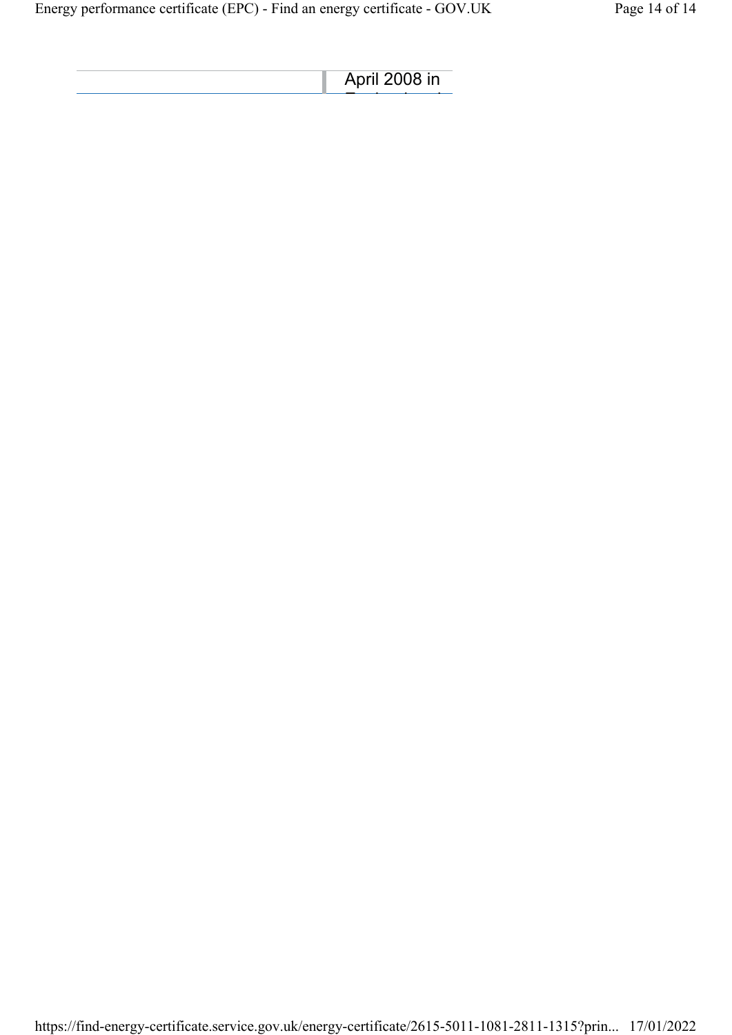| | |
| --- | --- |
| | April 2008 in |